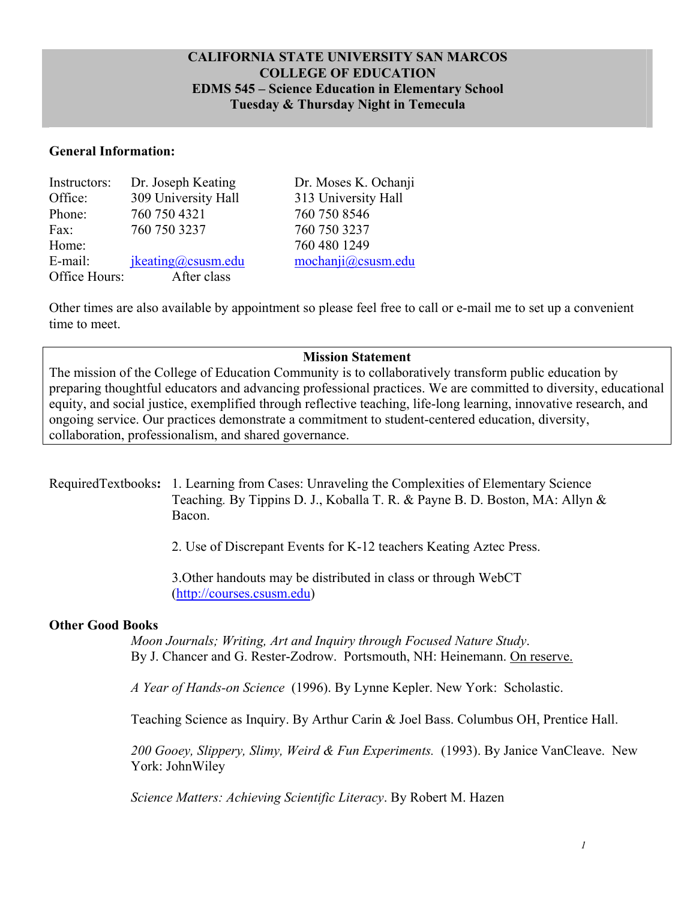# CALIFORNIA STATE UNIVERSITY SAN MARCOS
## COLLEGE OF EDUCATION
## EDMS 545 – Science Education in Elementary School
## Tuesday & Thursday Night in Temecula

**General Information:**

| | | |
|---|---|---|
| Instructors: | Dr. Joseph Keating | Dr. Moses K. Ochanji |
| Office: | 309 University Hall | 313 University Hall |
| Phone: | 760 750 4321 | 760 750 8546 |
| Fax: | 760 750 3237 | 760 750 3237 |
| Home: | | 760 480 1249 |
| E-mail: | jkeating@csusm.edu | mochanji@csusm.edu |
| Office Hours: | After class | |

Other times are also available by appointment so please feel free to call or e-mail me to set up a convenient time to meet.

**Mission Statement**

The mission of the College of Education Community is to collaboratively transform public education by preparing thoughtful educators and advancing professional practices. We are committed to diversity, educational equity, and social justice, exemplified through reflective teaching, life-long learning, innovative research, and ongoing service. Our practices demonstrate a commitment to student-centered education, diversity, collaboration, professionalism, and shared governance.

RequiredTextbooks**:**

1. Learning from Cases: Unraveling the Complexities of Elementary Science Teaching*.* By Tippins D. J., Koballa T. R. & Payne B. D. Boston, MA: Allyn & Bacon.

2. Use of Discrepant Events for K-12 teachers Keating Aztec Press.

3.Other handouts may be distributed in class or through WebCT (http://courses.csusm.edu)

**Other Good Books**

*Moon Journals; Writing, Art and Inquiry through Focused Nature Study*. By J. Chancer and G. Rester-Zodrow. Portsmouth, NH: Heinemann. On reserve.

*A Year of Hands-on Science* (1996). By Lynne Kepler. New York: Scholastic.

Teaching Science as Inquiry. By Arthur Carin & Joel Bass. Columbus OH, Prentice Hall.

*200 Gooey, Slippery, Slimy, Weird & Fun Experiments.* (1993). By Janice VanCleave. New York: JohnWiley

*Science Matters: Achieving Scientific Literacy*. By Robert M. Hazen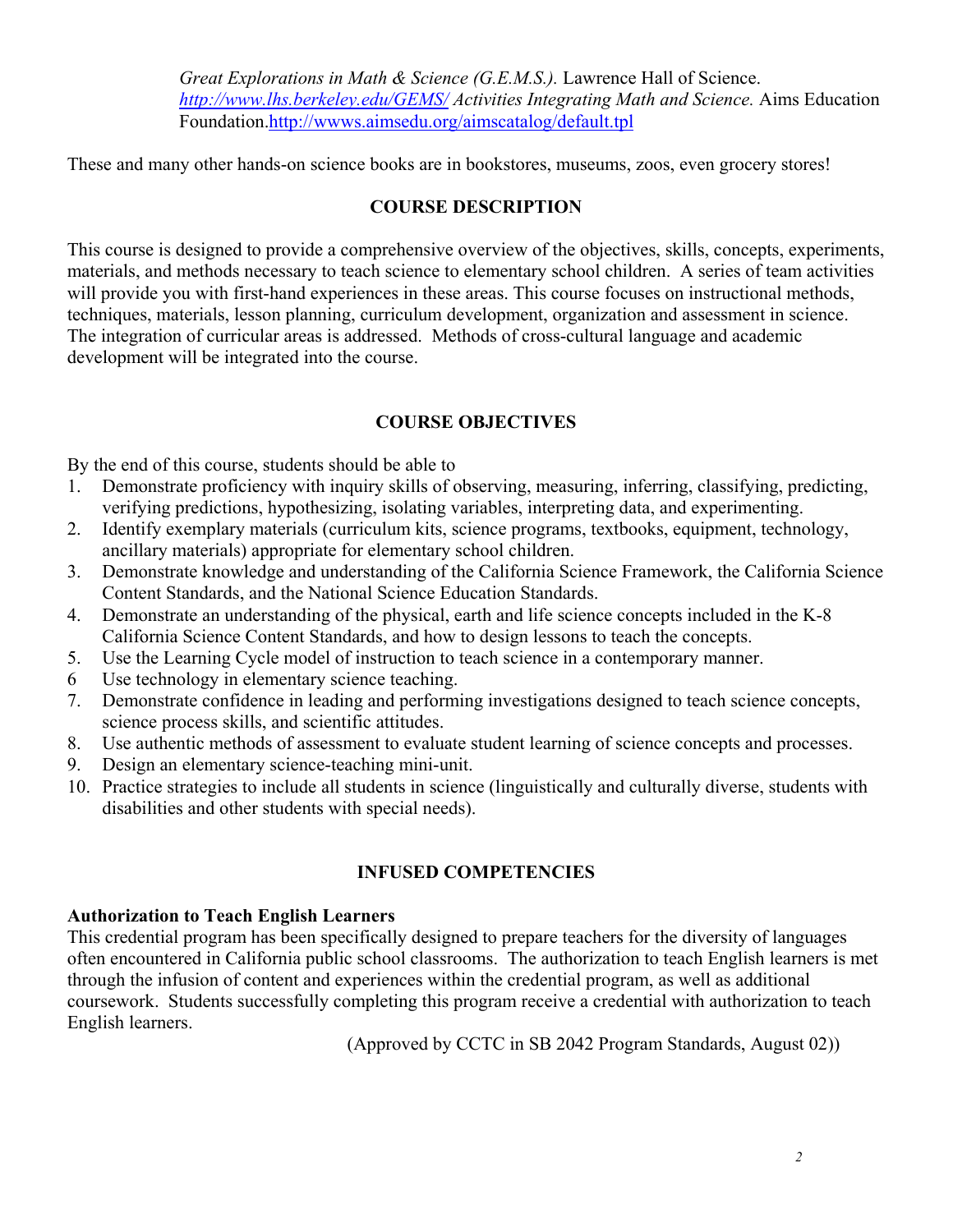*Great Explorations in Math & Science (G.E.M.S.).* Lawrence Hall of Science. *http://www.lhs.berkeley.edu/GEMS/ Activities Integrating Math and Science.* Aims Education Foundation.http://wwws.aimsedu.org/aimscatalog/default.tpl

These and many other hands-on science books are in bookstores, museums, zoos, even grocery stores!

## COURSE DESCRIPTION

This course is designed to provide a comprehensive overview of the objectives, skills, concepts, experiments, materials, and methods necessary to teach science to elementary school children. A series of team activities will provide you with first-hand experiences in these areas. This course focuses on instructional methods, techniques, materials, lesson planning, curriculum development, organization and assessment in science. The integration of curricular areas is addressed. Methods of cross-cultural language and academic development will be integrated into the course.

## COURSE OBJECTIVES

By the end of this course, students should be able to

1. Demonstrate proficiency with inquiry skills of observing, measuring, inferring, classifying, predicting, verifying predictions, hypothesizing, isolating variables, interpreting data, and experimenting.
2. Identify exemplary materials (curriculum kits, science programs, textbooks, equipment, technology, ancillary materials) appropriate for elementary school children.
3. Demonstrate knowledge and understanding of the California Science Framework, the California Science Content Standards, and the National Science Education Standards.
4. Demonstrate an understanding of the physical, earth and life science concepts included in the K-8 California Science Content Standards, and how to design lessons to teach the concepts.
5. Use the Learning Cycle model of instruction to teach science in a contemporary manner.
6. Use technology in elementary science teaching.
7. Demonstrate confidence in leading and performing investigations designed to teach science concepts, science process skills, and scientific attitudes.
8. Use authentic methods of assessment to evaluate student learning of science concepts and processes.
9. Design an elementary science-teaching mini-unit.
10. Practice strategies to include all students in science (linguistically and culturally diverse, students with disabilities and other students with special needs).

## INFUSED COMPETENCIES

**Authorization to Teach English Learners**

This credential program has been specifically designed to prepare teachers for the diversity of languages often encountered in California public school classrooms. The authorization to teach English learners is met through the infusion of content and experiences within the credential program, as well as additional coursework. Students successfully completing this program receive a credential with authorization to teach English learners.

(Approved by CCTC in SB 2042 Program Standards, August 02))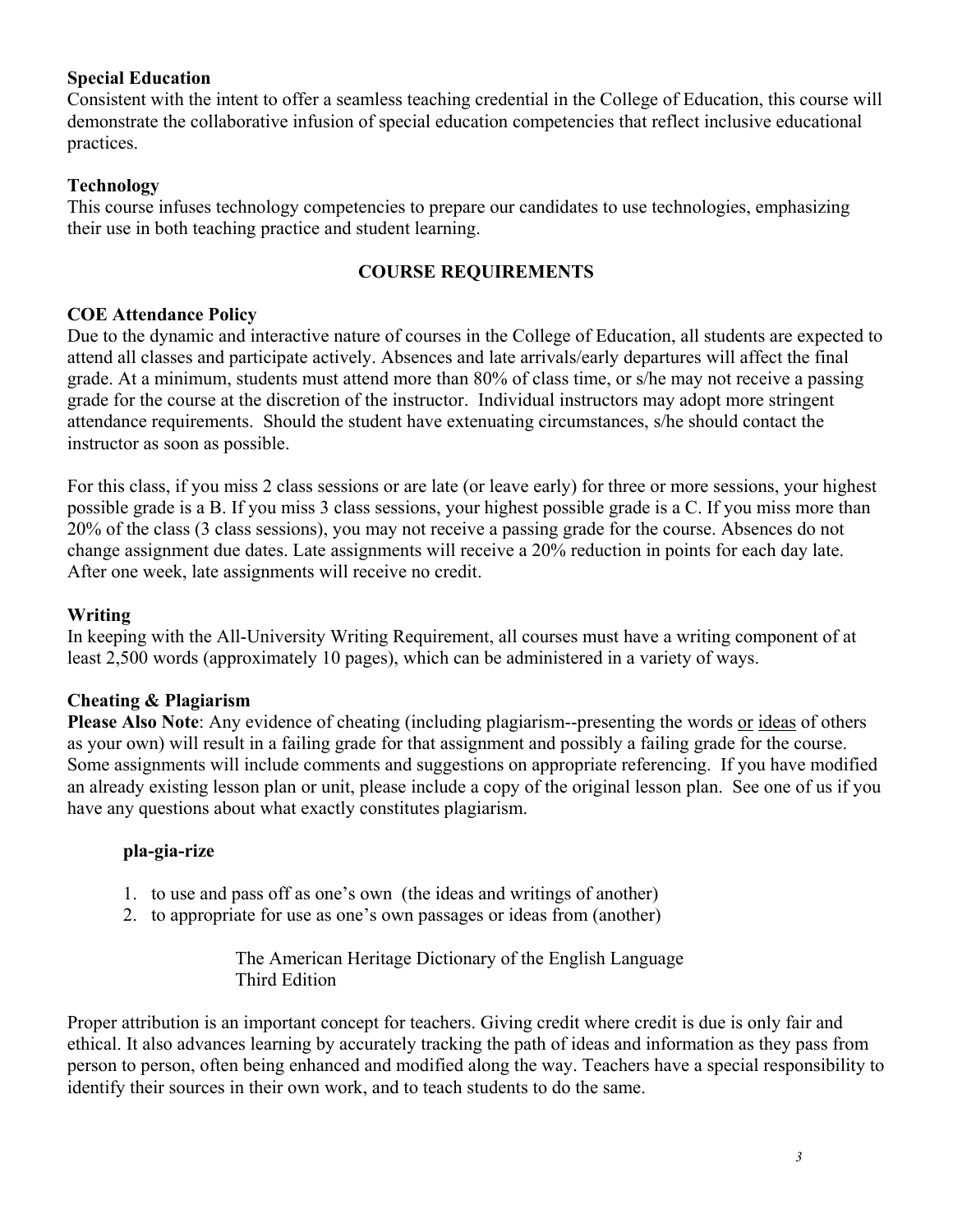**Special Education**

Consistent with the intent to offer a seamless teaching credential in the College of Education, this course will demonstrate the collaborative infusion of special education competencies that reflect inclusive educational practices.

**Technology**

This course infuses technology competencies to prepare our candidates to use technologies, emphasizing their use in both teaching practice and student learning.

## COURSE REQUIREMENTS

**COE Attendance Policy**

Due to the dynamic and interactive nature of courses in the College of Education, all students are expected to attend all classes and participate actively. Absences and late arrivals/early departures will affect the final grade. At a minimum, students must attend more than 80% of class time, or s/he may not receive a passing grade for the course at the discretion of the instructor. Individual instructors may adopt more stringent attendance requirements. Should the student have extenuating circumstances, s/he should contact the instructor as soon as possible.

For this class, if you miss 2 class sessions or are late (or leave early) for three or more sessions, your highest possible grade is a B. If you miss 3 class sessions, your highest possible grade is a C. If you miss more than 20% of the class (3 class sessions), you may not receive a passing grade for the course. Absences do not change assignment due dates. Late assignments will receive a 20% reduction in points for each day late. After one week, late assignments will receive no credit.

**Writing**

In keeping with the All-University Writing Requirement, all courses must have a writing component of at least 2,500 words (approximately 10 pages), which can be administered in a variety of ways.

**Cheating & Plagiarism**

**Please Also Note**: Any evidence of cheating (including plagiarism--presenting the words or ideas of others as your own) will result in a failing grade for that assignment and possibly a failing grade for the course. Some assignments will include comments and suggestions on appropriate referencing. If you have modified an already existing lesson plan or unit, please include a copy of the original lesson plan. See one of us if you have any questions about what exactly constitutes plagiarism.

**pla-gia-rize**

1. to use and pass off as one's own (the ideas and writings of another)
2. to appropriate for use as one's own passages or ideas from (another)

The American Heritage Dictionary of the English Language
Third Edition

Proper attribution is an important concept for teachers. Giving credit where credit is due is only fair and ethical. It also advances learning by accurately tracking the path of ideas and information as they pass from person to person, often being enhanced and modified along the way. Teachers have a special responsibility to identify their sources in their own work, and to teach students to do the same.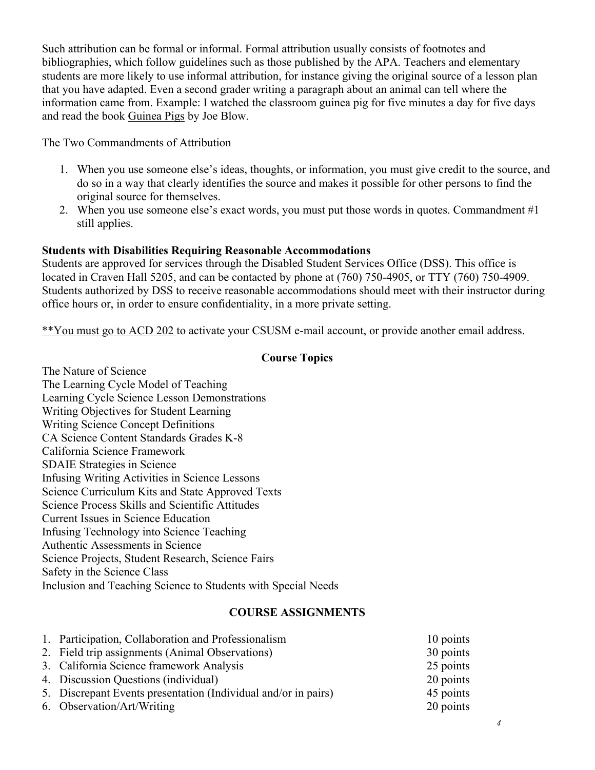Such attribution can be formal or informal. Formal attribution usually consists of footnotes and bibliographies, which follow guidelines such as those published by the APA. Teachers and elementary students are more likely to use informal attribution, for instance giving the original source of a lesson plan that you have adapted. Even a second grader writing a paragraph about an animal can tell where the information came from. Example: I watched the classroom guinea pig for five minutes a day for five days and read the book Guinea Pigs by Joe Blow.

The Two Commandments of Attribution

1. When you use someone else's ideas, thoughts, or information, you must give credit to the source, and do so in a way that clearly identifies the source and makes it possible for other persons to find the original source for themselves.
2. When you use someone else's exact words, you must put those words in quotes. Commandment #1 still applies.

**Students with Disabilities Requiring Reasonable Accommodations**
Students are approved for services through the Disabled Student Services Office (DSS). This office is located in Craven Hall 5205, and can be contacted by phone at (760) 750-4905, or TTY (760) 750-4909. Students authorized by DSS to receive reasonable accommodations should meet with their instructor during office hours or, in order to ensure confidentiality, in a more private setting.

**You must go to ACD 202 to activate your CSUSM e-mail account, or provide another email address.

## Course Topics

The Nature of Science
The Learning Cycle Model of Teaching
Learning Cycle Science Lesson Demonstrations
Writing Objectives for Student Learning
Writing Science Concept Definitions
CA Science Content Standards Grades K-8
California Science Framework
SDAIE Strategies in Science
Infusing Writing Activities in Science Lessons
Science Curriculum Kits and State Approved Texts
Science Process Skills and Scientific Attitudes
Current Issues in Science Education
Infusing Technology into Science Teaching
Authentic Assessments in Science
Science Projects, Student Research, Science Fairs
Safety in the Science Class
Inclusion and Teaching Science to Students with Special Needs

## COURSE ASSIGNMENTS

| | |
|---|---|
| 1. Participation, Collaboration and Professionalism | 10 points |
| 2. Field trip assignments (Animal Observations) | 30 points |
| 3. California Science framework Analysis | 25 points |
| 4. Discussion Questions (individual) | 20 points |
| 5. Discrepant Events presentation (Individual and/or in pairs) | 45 points |
| 6. Observation/Art/Writing | 20 points |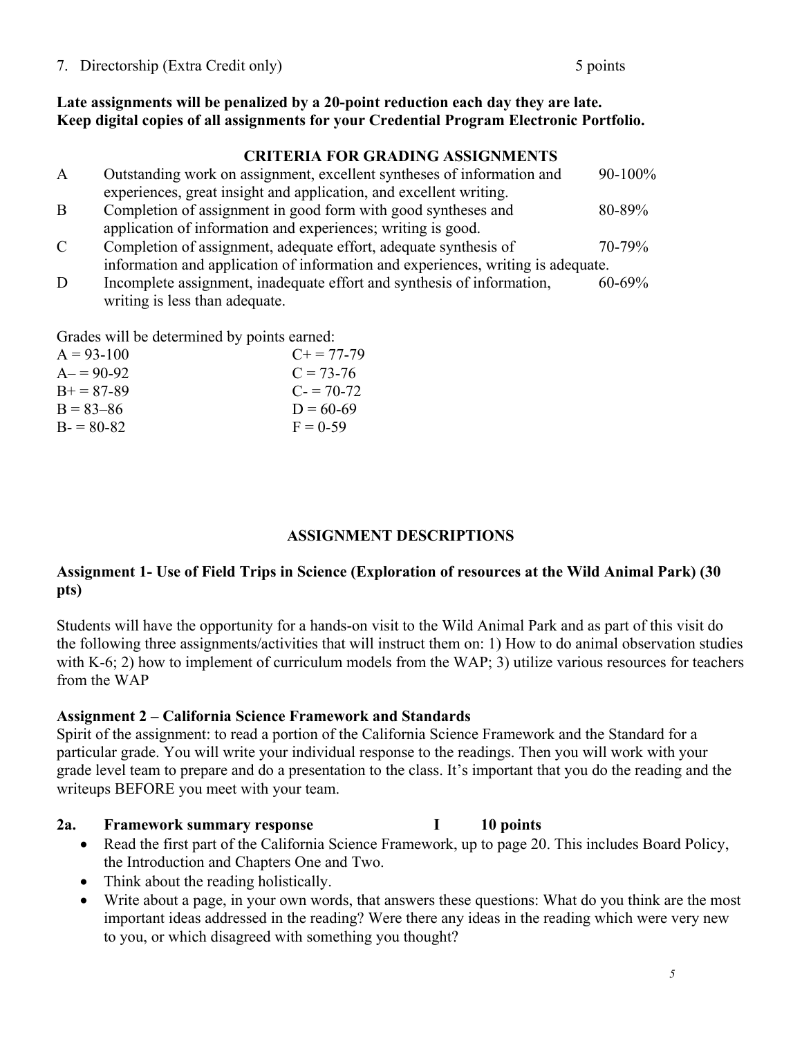7. Directorship (Extra Credit only) 5 points

**Late assignments will be penalized by a 20-point reduction each day they are late.**
**Keep digital copies of all assignments for your Credential Program Electronic Portfolio.**

## CRITERIA FOR GRADING ASSIGNMENTS

| | | |
|---|---|---|
| A | Outstanding work on assignment, excellent syntheses of information and experiences, great insight and application, and excellent writing. | 90-100% |
| B | Completion of assignment in good form with good syntheses and application of information and experiences; writing is good. | 80-89% |
| C | Completion of assignment, adequate effort, adequate synthesis of information and application of information and experiences, writing is adequate. | 70-79% |
| D | Incomplete assignment, inadequate effort and synthesis of information, writing is less than adequate. | 60-69% |

Grades will be determined by points earned:

| | |
|---|---|
| A = 93-100 | C+ = 77-79 |
| A– = 90-92 | C = 73-76 |
| B+ = 87-89 | C- = 70-72 |
| B = 83–86 | D = 60-69 |
| B- = 80-82 | F = 0-59 |

## ASSIGNMENT DESCRIPTIONS

### Assignment 1- Use of Field Trips in Science (Exploration of resources at the Wild Animal Park) (30 pts)

Students will have the opportunity for a hands-on visit to the Wild Animal Park and as part of this visit do the following three assignments/activities that will instruct them on: 1) How to do animal observation studies with K-6; 2) how to implement of curriculum models from the WAP; 3) utilize various resources for teachers from the WAP

### Assignment 2 – California Science Framework and Standards

Spirit of the assignment: to read a portion of the California Science Framework and the Standard for a particular grade. You will write your individual response to the readings. Then you will work with your grade level team to prepare and do a presentation to the class. It's important that you do the reading and the writeups BEFORE you meet with your team.

**2a. Framework summary response I 10 points**

- Read the first part of the California Science Framework, up to page 20. This includes Board Policy, the Introduction and Chapters One and Two.
- Think about the reading holistically.
- Write about a page, in your own words, that answers these questions: What do you think are the most important ideas addressed in the reading? Were there any ideas in the reading which were very new to you, or which disagreed with something you thought?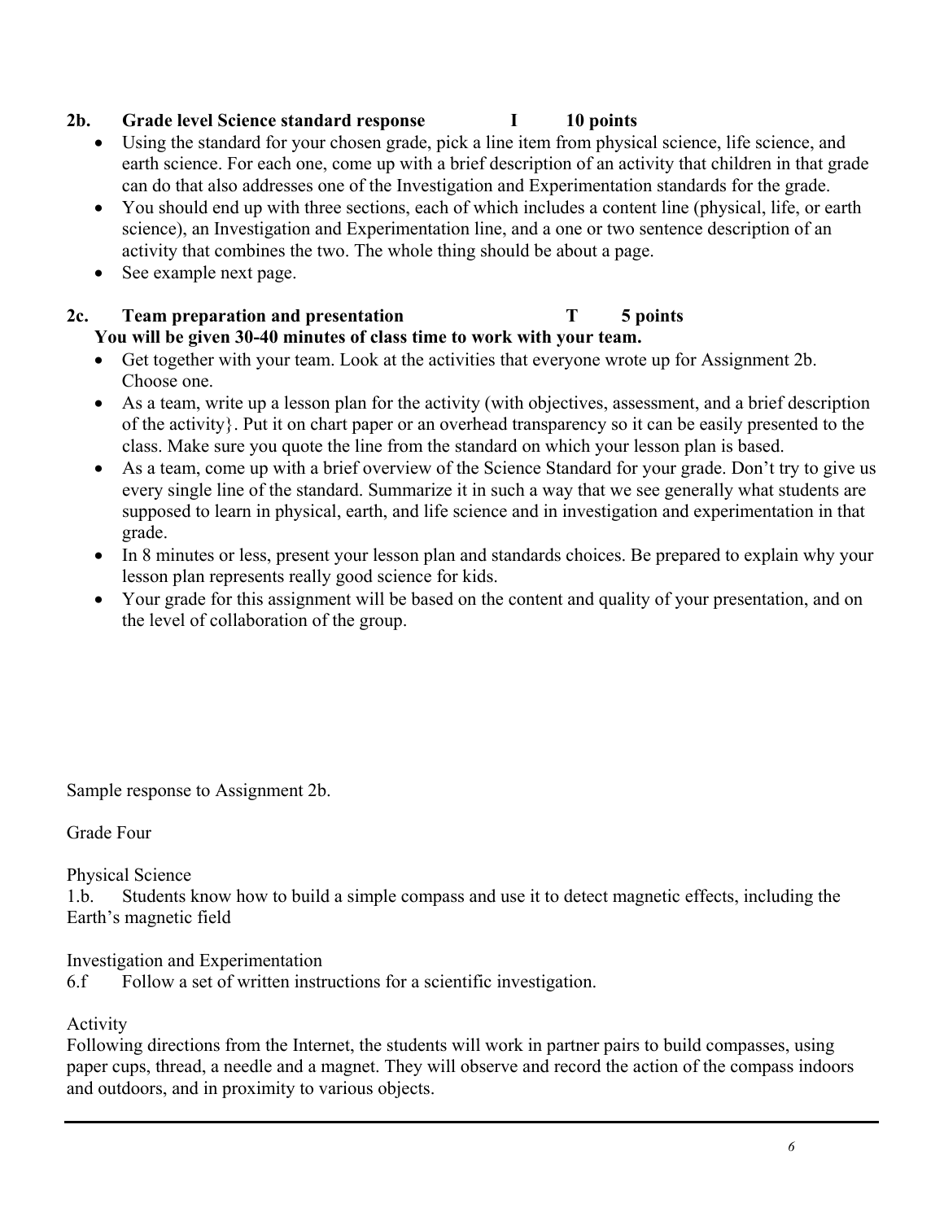### 2b. Grade level Science standard response I 10 points

- Using the standard for your chosen grade, pick a line item from physical science, life science, and earth science. For each one, come up with a brief description of an activity that children in that grade can do that also addresses one of the Investigation and Experimentation standards for the grade.
- You should end up with three sections, each of which includes a content line (physical, life, or earth science), an Investigation and Experimentation line, and a one or two sentence description of an activity that combines the two. The whole thing should be about a page.
- See example next page.

### 2c. Team preparation and presentation T 5 points

**You will be given 30-40 minutes of class time to work with your team.**

- Get together with your team. Look at the activities that everyone wrote up for Assignment 2b. Choose one.
- As a team, write up a lesson plan for the activity (with objectives, assessment, and a brief description of the activity}. Put it on chart paper or an overhead transparency so it can be easily presented to the class. Make sure you quote the line from the standard on which your lesson plan is based.
- As a team, come up with a brief overview of the Science Standard for your grade. Don't try to give us every single line of the standard. Summarize it in such a way that we see generally what students are supposed to learn in physical, earth, and life science and in investigation and experimentation in that grade.
- In 8 minutes or less, present your lesson plan and standards choices. Be prepared to explain why your lesson plan represents really good science for kids.
- Your grade for this assignment will be based on the content and quality of your presentation, and on the level of collaboration of the group.

Sample response to Assignment 2b.

Grade Four

Physical Science

1.b. Students know how to build a simple compass and use it to detect magnetic effects, including the Earth's magnetic field

Investigation and Experimentation

6.f Follow a set of written instructions for a scientific investigation.

Activity

Following directions from the Internet, the students will work in partner pairs to build compasses, using paper cups, thread, a needle and a magnet. They will observe and record the action of the compass indoors and outdoors, and in proximity to various objects.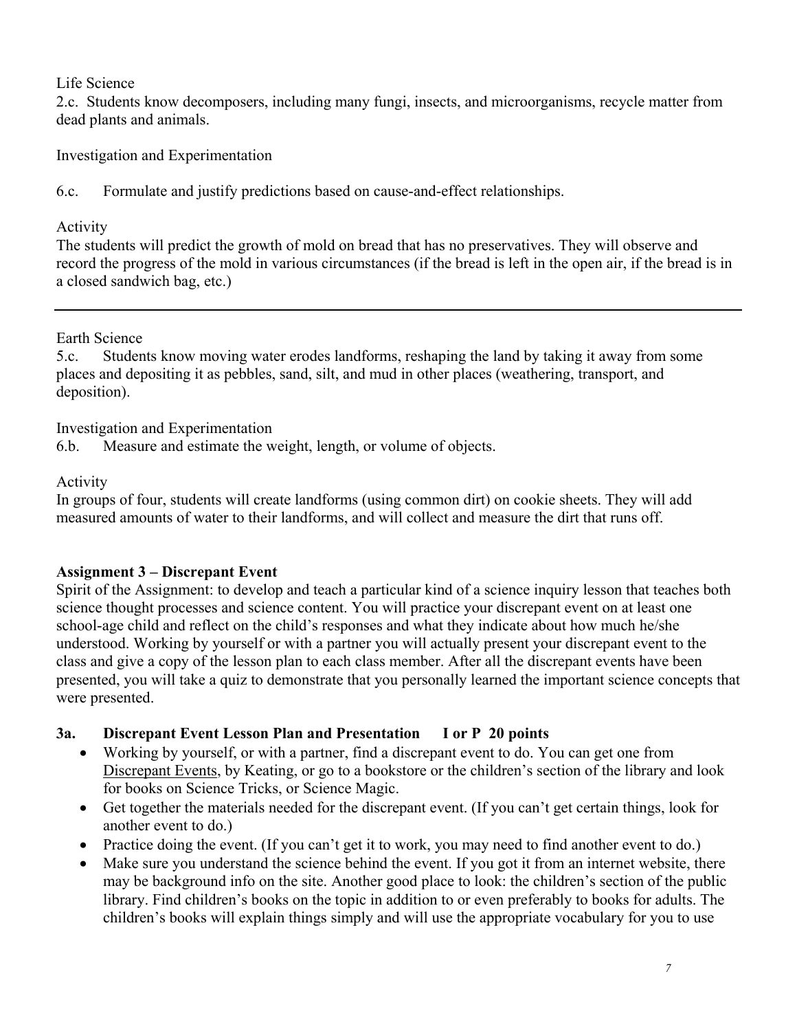Life Science
2.c. Students know decomposers, including many fungi, insects, and microorganisms, recycle matter from dead plants and animals.

Investigation and Experimentation

6.c. Formulate and justify predictions based on cause-and-effect relationships.

Activity
The students will predict the growth of mold on bread that has no preservatives. They will observe and record the progress of the mold in various circumstances (if the bread is left in the open air, if the bread is in a closed sandwich bag, etc.)

---

Earth Science
5.c. Students know moving water erodes landforms, reshaping the land by taking it away from some places and depositing it as pebbles, sand, silt, and mud in other places (weathering, transport, and deposition).

Investigation and Experimentation
6.b. Measure and estimate the weight, length, or volume of objects.

Activity
In groups of four, students will create landforms (using common dirt) on cookie sheets. They will add measured amounts of water to their landforms, and will collect and measure the dirt that runs off.

**Assignment 3 – Discrepant Event**
Spirit of the Assignment: to develop and teach a particular kind of a science inquiry lesson that teaches both science thought processes and science content. You will practice your discrepant event on at least one school-age child and reflect on the child's responses and what they indicate about how much he/she understood. Working by yourself or with a partner you will actually present your discrepant event to the class and give a copy of the lesson plan to each class member. After all the discrepant events have been presented, you will take a quiz to demonstrate that you personally learned the important science concepts that were presented.

**3a. Discrepant Event Lesson Plan and Presentation I or P 20 points**

- Working by yourself, or with a partner, find a discrepant event to do. You can get one from Discrepant Events, by Keating, or go to a bookstore or the children's section of the library and look for books on Science Tricks, or Science Magic.
- Get together the materials needed for the discrepant event. (If you can't get certain things, look for another event to do.)
- Practice doing the event. (If you can't get it to work, you may need to find another event to do.)
- Make sure you understand the science behind the event. If you got it from an internet website, there may be background info on the site. Another good place to look: the children's section of the public library. Find children's books on the topic in addition to or even preferably to books for adults. The children's books will explain things simply and will use the appropriate vocabulary for you to use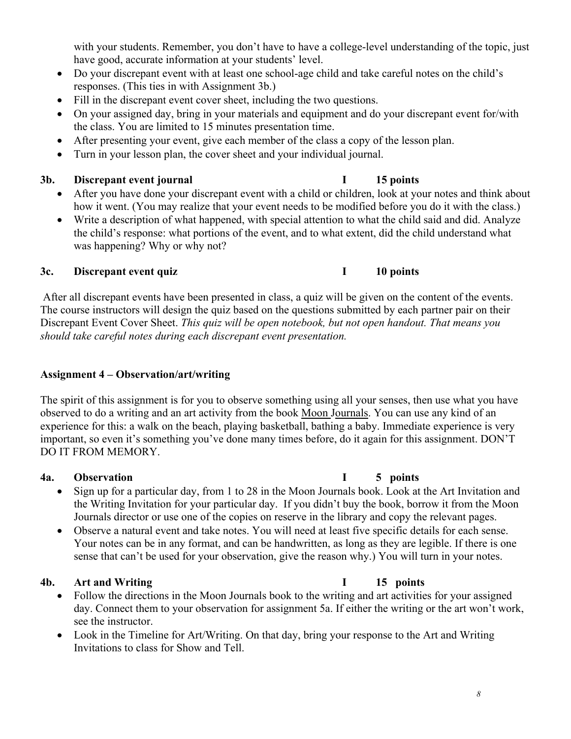with your students. Remember, you don't have to have a college-level understanding of the topic, just have good, accurate information at your students' level.

- Do your discrepant event with at least one school-age child and take careful notes on the child's responses. (This ties in with Assignment 3b.)
- Fill in the discrepant event cover sheet, including the two questions.
- On your assigned day, bring in your materials and equipment and do your discrepant event for/with the class. You are limited to 15 minutes presentation time.
- After presenting your event, give each member of the class a copy of the lesson plan.
- Turn in your lesson plan, the cover sheet and your individual journal.

**3b. Discrepant event journal I 15 points**

- After you have done your discrepant event with a child or children, look at your notes and think about how it went. (You may realize that your event needs to be modified before you do it with the class.)
- Write a description of what happened, with special attention to what the child said and did. Analyze the child's response: what portions of the event, and to what extent, did the child understand what was happening? Why or why not?

**3c. Discrepant event quiz I 10 points**

After all discrepant events have been presented in class, a quiz will be given on the content of the events. The course instructors will design the quiz based on the questions submitted by each partner pair on their Discrepant Event Cover Sheet. *This quiz will be open notebook, but not open handout. That means you should take careful notes during each discrepant event presentation.*

**Assignment 4 – Observation/art/writing**

The spirit of this assignment is for you to observe something using all your senses, then use what you have observed to do a writing and an art activity from the book Moon Journals. You can use any kind of an experience for this: a walk on the beach, playing basketball, bathing a baby. Immediate experience is very important, so even it's something you've done many times before, do it again for this assignment. DON'T DO IT FROM MEMORY.

**4a. Observation I 5 points**

- Sign up for a particular day, from 1 to 28 in the Moon Journals book. Look at the Art Invitation and the Writing Invitation for your particular day. If you didn't buy the book, borrow it from the Moon Journals director or use one of the copies on reserve in the library and copy the relevant pages.
- Observe a natural event and take notes. You will need at least five specific details for each sense. Your notes can be in any format, and can be handwritten, as long as they are legible. If there is one sense that can't be used for your observation, give the reason why.) You will turn in your notes.

**4b. Art and Writing I 15 points**

- Follow the directions in the Moon Journals book to the writing and art activities for your assigned day. Connect them to your observation for assignment 5a. If either the writing or the art won't work, see the instructor.
- Look in the Timeline for Art/Writing. On that day, bring your response to the Art and Writing Invitations to class for Show and Tell.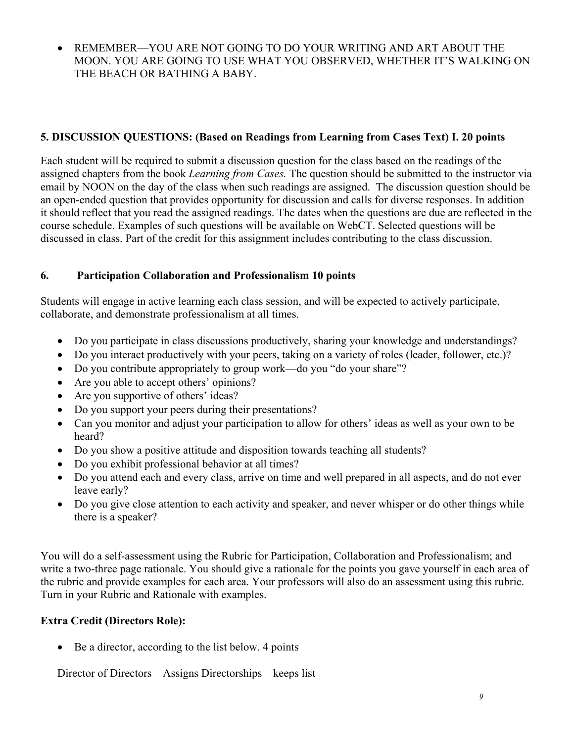- REMEMBER—YOU ARE NOT GOING TO DO YOUR WRITING AND ART ABOUT THE MOON. YOU ARE GOING TO USE WHAT YOU OBSERVED, WHETHER IT'S WALKING ON THE BEACH OR BATHING A BABY.

### 5. DISCUSSION QUESTIONS: (Based on Readings from Learning from Cases Text) I. 20 points

Each student will be required to submit a discussion question for the class based on the readings of the assigned chapters from the book *Learning from Cases.* The question should be submitted to the instructor via email by NOON on the day of the class when such readings are assigned. The discussion question should be an open-ended question that provides opportunity for discussion and calls for diverse responses. In addition it should reflect that you read the assigned readings. The dates when the questions are due are reflected in the course schedule. Examples of such questions will be available on WebCT. Selected questions will be discussed in class. Part of the credit for this assignment includes contributing to the class discussion.

### 6. Participation Collaboration and Professionalism 10 points

Students will engage in active learning each class session, and will be expected to actively participate, collaborate, and demonstrate professionalism at all times.

- Do you participate in class discussions productively, sharing your knowledge and understandings?
- Do you interact productively with your peers, taking on a variety of roles (leader, follower, etc.)?
- Do you contribute appropriately to group work—do you "do your share"?
- Are you able to accept others' opinions?
- Are you supportive of others' ideas?
- Do you support your peers during their presentations?
- Can you monitor and adjust your participation to allow for others' ideas as well as your own to be heard?
- Do you show a positive attitude and disposition towards teaching all students?
- Do you exhibit professional behavior at all times?
- Do you attend each and every class, arrive on time and well prepared in all aspects, and do not ever leave early?
- Do you give close attention to each activity and speaker, and never whisper or do other things while there is a speaker?

You will do a self-assessment using the Rubric for Participation, Collaboration and Professionalism; and write a two-three page rationale. You should give a rationale for the points you gave yourself in each area of the rubric and provide examples for each area. Your professors will also do an assessment using this rubric. Turn in your Rubric and Rationale with examples.

**Extra Credit (Directors Role):**

- Be a director, according to the list below. 4 points

Director of Directors – Assigns Directorships – keeps list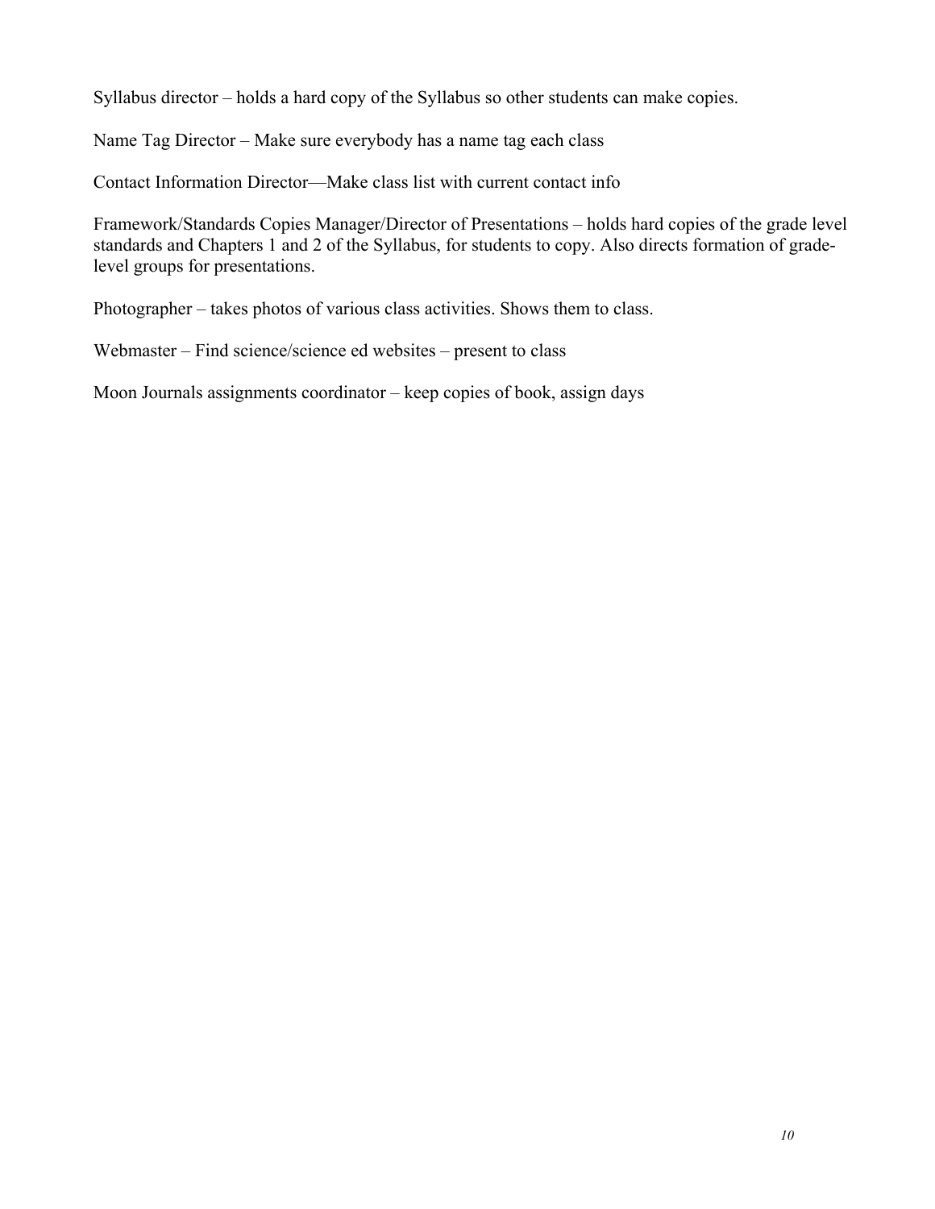Syllabus director – holds a hard copy of the Syllabus so other students can make copies.

Name Tag Director – Make sure everybody has a name tag each class

Contact Information Director—Make class list with current contact info

Framework/Standards Copies Manager/Director of Presentations – holds hard copies of the grade level standards and Chapters 1 and 2 of the Syllabus, for students to copy. Also directs formation of grade-level groups for presentations.

Photographer – takes photos of various class activities. Shows them to class.

Webmaster – Find science/science ed websites – present to class

Moon Journals assignments coordinator – keep copies of book, assign days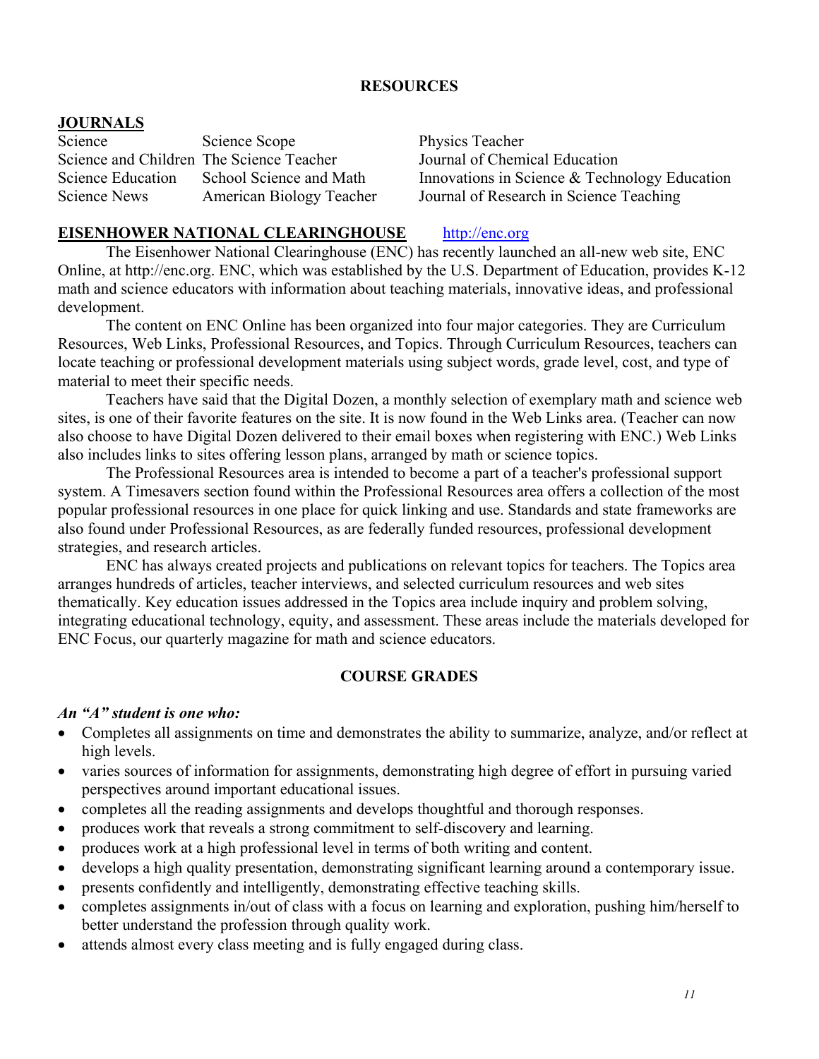## RESOURCES

### JOURNALS

| | | |
|---|---|---|
| Science | Science Scope | Physics Teacher |
| Science and Children | The Science Teacher | Journal of Chemical Education |
| Science Education | School Science and Math | Innovations in Science & Technology Education |
| Science News | American Biology Teacher | Journal of Research in Science Teaching |

### EISENHOWER NATIONAL CLEARINGHOUSE http://enc.org

The Eisenhower National Clearinghouse (ENC) has recently launched an all-new web site, ENC Online, at http://enc.org. ENC, which was established by the U.S. Department of Education, provides K-12 math and science educators with information about teaching materials, innovative ideas, and professional development.

The content on ENC Online has been organized into four major categories. They are Curriculum Resources, Web Links, Professional Resources, and Topics. Through Curriculum Resources, teachers can locate teaching or professional development materials using subject words, grade level, cost, and type of material to meet their specific needs.

Teachers have said that the Digital Dozen, a monthly selection of exemplary math and science web sites, is one of their favorite features on the site. It is now found in the Web Links area. (Teacher can now also choose to have Digital Dozen delivered to their email boxes when registering with ENC.) Web Links also includes links to sites offering lesson plans, arranged by math or science topics.

The Professional Resources area is intended to become a part of a teacher's professional support system. A Timesavers section found within the Professional Resources area offers a collection of the most popular professional resources in one place for quick linking and use. Standards and state frameworks are also found under Professional Resources, as are federally funded resources, professional development strategies, and research articles.

ENC has always created projects and publications on relevant topics for teachers. The Topics area arranges hundreds of articles, teacher interviews, and selected curriculum resources and web sites thematically. Key education issues addressed in the Topics area include inquiry and problem solving, integrating educational technology, equity, and assessment. These areas include the materials developed for ENC Focus, our quarterly magazine for math and science educators.

## COURSE GRADES

***An "A" student is one who:***

- Completes all assignments on time and demonstrates the ability to summarize, analyze, and/or reflect at high levels.
- varies sources of information for assignments, demonstrating high degree of effort in pursuing varied perspectives around important educational issues.
- completes all the reading assignments and develops thoughtful and thorough responses.
- produces work that reveals a strong commitment to self-discovery and learning.
- produces work at a high professional level in terms of both writing and content.
- develops a high quality presentation, demonstrating significant learning around a contemporary issue.
- presents confidently and intelligently, demonstrating effective teaching skills.
- completes assignments in/out of class with a focus on learning and exploration, pushing him/herself to better understand the profession through quality work.
- attends almost every class meeting and is fully engaged during class.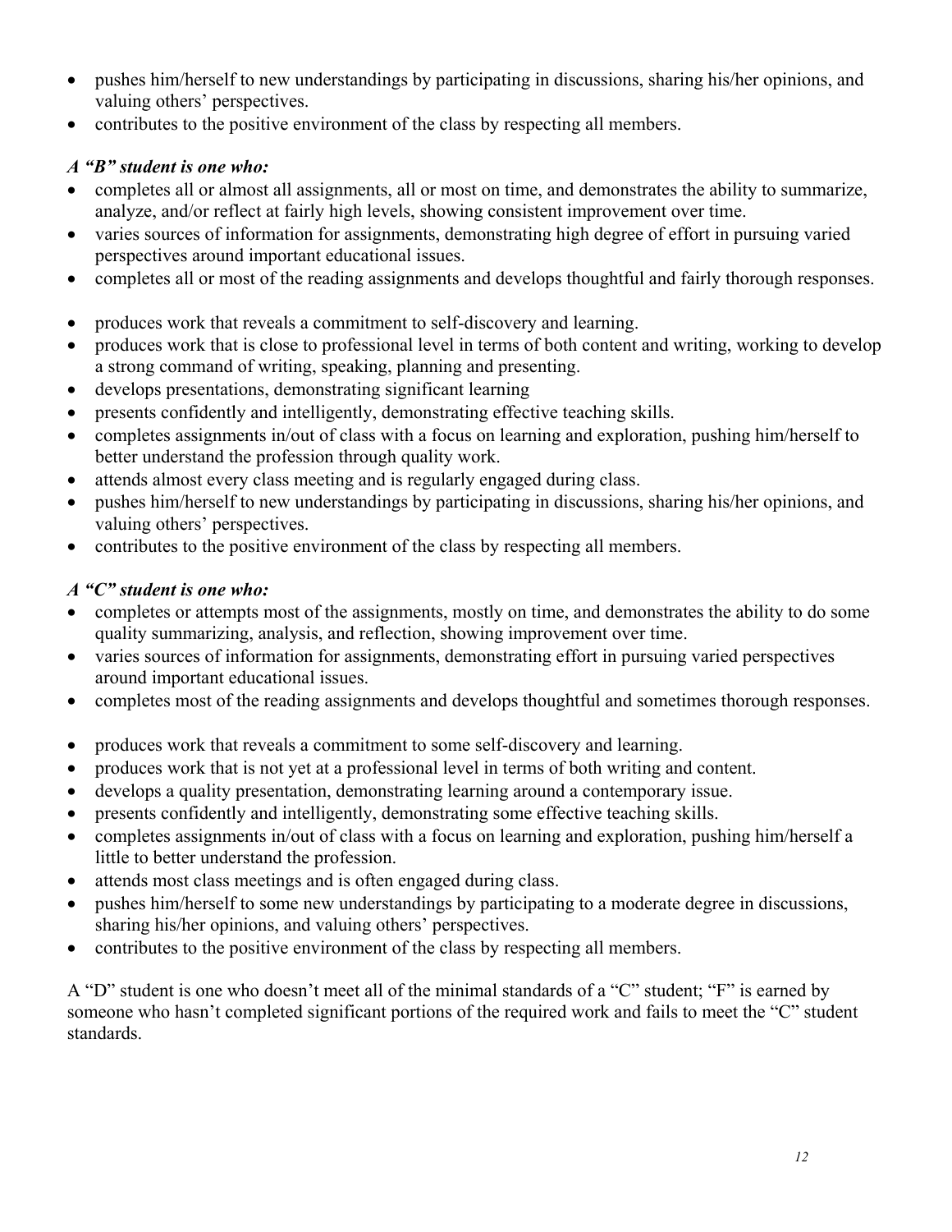- pushes him/herself to new understandings by participating in discussions, sharing his/her opinions, and valuing others' perspectives.
- contributes to the positive environment of the class by respecting all members.

***A "B" student is one who:***

- completes all or almost all assignments, all or most on time, and demonstrates the ability to summarize, analyze, and/or reflect at fairly high levels, showing consistent improvement over time.
- varies sources of information for assignments, demonstrating high degree of effort in pursuing varied perspectives around important educational issues.
- completes all or most of the reading assignments and develops thoughtful and fairly thorough responses.
- produces work that reveals a commitment to self-discovery and learning.
- produces work that is close to professional level in terms of both content and writing, working to develop a strong command of writing, speaking, planning and presenting.
- develops presentations, demonstrating significant learning
- presents confidently and intelligently, demonstrating effective teaching skills.
- completes assignments in/out of class with a focus on learning and exploration, pushing him/herself to better understand the profession through quality work.
- attends almost every class meeting and is regularly engaged during class.
- pushes him/herself to new understandings by participating in discussions, sharing his/her opinions, and valuing others' perspectives.
- contributes to the positive environment of the class by respecting all members.

***A "C" student is one who:***

- completes or attempts most of the assignments, mostly on time, and demonstrates the ability to do some quality summarizing, analysis, and reflection, showing improvement over time.
- varies sources of information for assignments, demonstrating effort in pursuing varied perspectives around important educational issues.
- completes most of the reading assignments and develops thoughtful and sometimes thorough responses.
- produces work that reveals a commitment to some self-discovery and learning.
- produces work that is not yet at a professional level in terms of both writing and content.
- develops a quality presentation, demonstrating learning around a contemporary issue.
- presents confidently and intelligently, demonstrating some effective teaching skills.
- completes assignments in/out of class with a focus on learning and exploration, pushing him/herself a little to better understand the profession.
- attends most class meetings and is often engaged during class.
- pushes him/herself to some new understandings by participating to a moderate degree in discussions, sharing his/her opinions, and valuing others' perspectives.
- contributes to the positive environment of the class by respecting all members.

A "D" student is one who doesn't meet all of the minimal standards of a "C" student; "F" is earned by someone who hasn't completed significant portions of the required work and fails to meet the "C" student standards.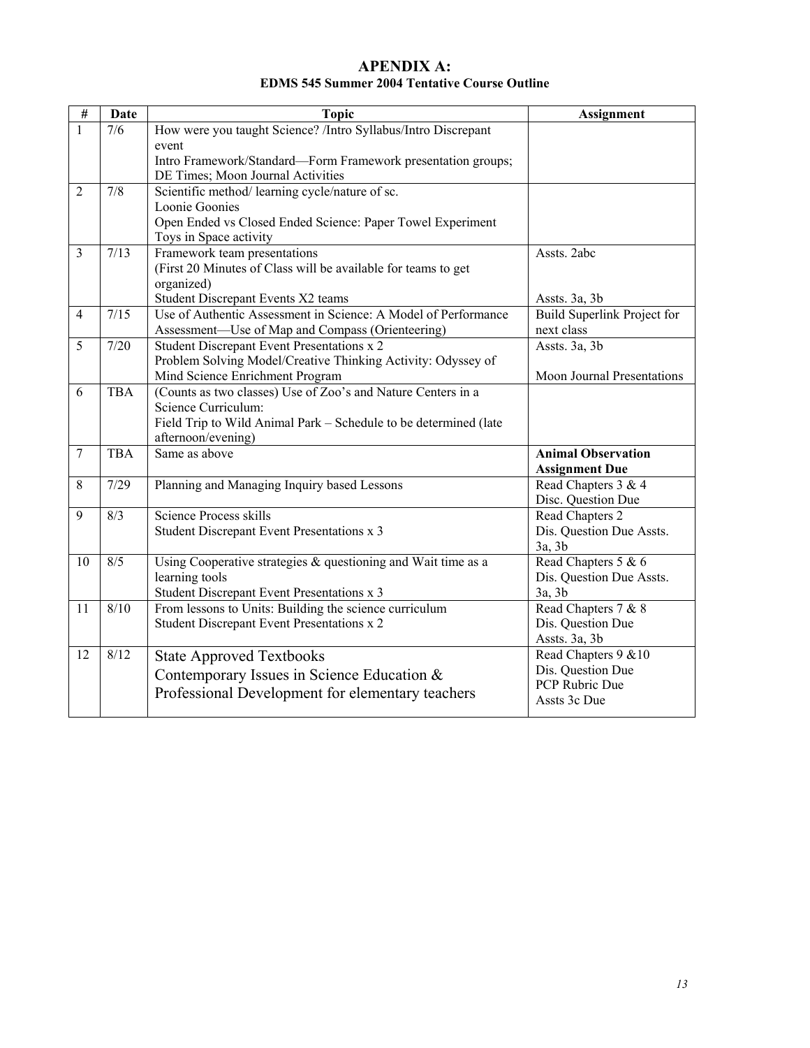# APENDIX A:

## EDMS 545 Summer 2004 Tentative Course Outline

| # | Date | Topic | Assignment |
|---|---|---|---|
| 1 | 7/6 | How were you taught Science? /Intro Syllabus/Intro Discrepant event<br>Intro Framework/Standard—Form Framework presentation groups; DE Times; Moon Journal Activities | |
| 2 | 7/8 | Scientific method/ learning cycle/nature of sc.<br>Loonie Goonies<br>Open Ended vs Closed Ended Science: Paper Towel Experiment<br>Toys in Space activity | |
| 3 | 7/13 | Framework team presentations<br>(First 20 Minutes of Class will be available for teams to get organized)<br>Student Discrepant Events X2 teams | Assts. 2abc<br><br>Assts. 3a, 3b |
| 4 | 7/15 | Use of Authentic Assessment in Science: A Model of Performance Assessment—Use of Map and Compass (Orienteering) | Build Superlink Project for next class |
| 5 | 7/20 | Student Discrepant Event Presentations x 2<br>Problem Solving Model/Creative Thinking Activity: Odyssey of Mind Science Enrichment Program | Assts. 3a, 3b<br><br>Moon Journal Presentations |
| 6 | TBA | (Counts as two classes) Use of Zoo's and Nature Centers in a Science Curriculum:<br>Field Trip to Wild Animal Park – Schedule to be determined (late afternoon/evening) | |
| 7 | TBA | Same as above | **Animal Observation Assignment Due** |
| 8 | 7/29 | Planning and Managing Inquiry based Lessons | Read Chapters 3 & 4<br>Disc. Question Due |
| 9 | 8/3 | Science Process skills<br>Student Discrepant Event Presentations x 3 | Read Chapters 2<br>Dis. Question Due Assts. 3a, 3b |
| 10 | 8/5 | Using Cooperative strategies & questioning and Wait time as a learning tools<br>Student Discrepant Event Presentations x 3 | Read Chapters 5 & 6<br>Dis. Question Due Assts. 3a, 3b |
| 11 | 8/10 | From lessons to Units: Building the science curriculum<br>Student Discrepant Event Presentations x 2 | Read Chapters 7 & 8<br>Dis. Question Due<br>Assts. 3a, 3b |
| 12 | 8/12 | State Approved Textbooks<br>Contemporary Issues in Science Education & Professional Development for elementary teachers | Read Chapters 9 &10<br>Dis. Question Due<br>PCP Rubric Due<br>Assts 3c Due |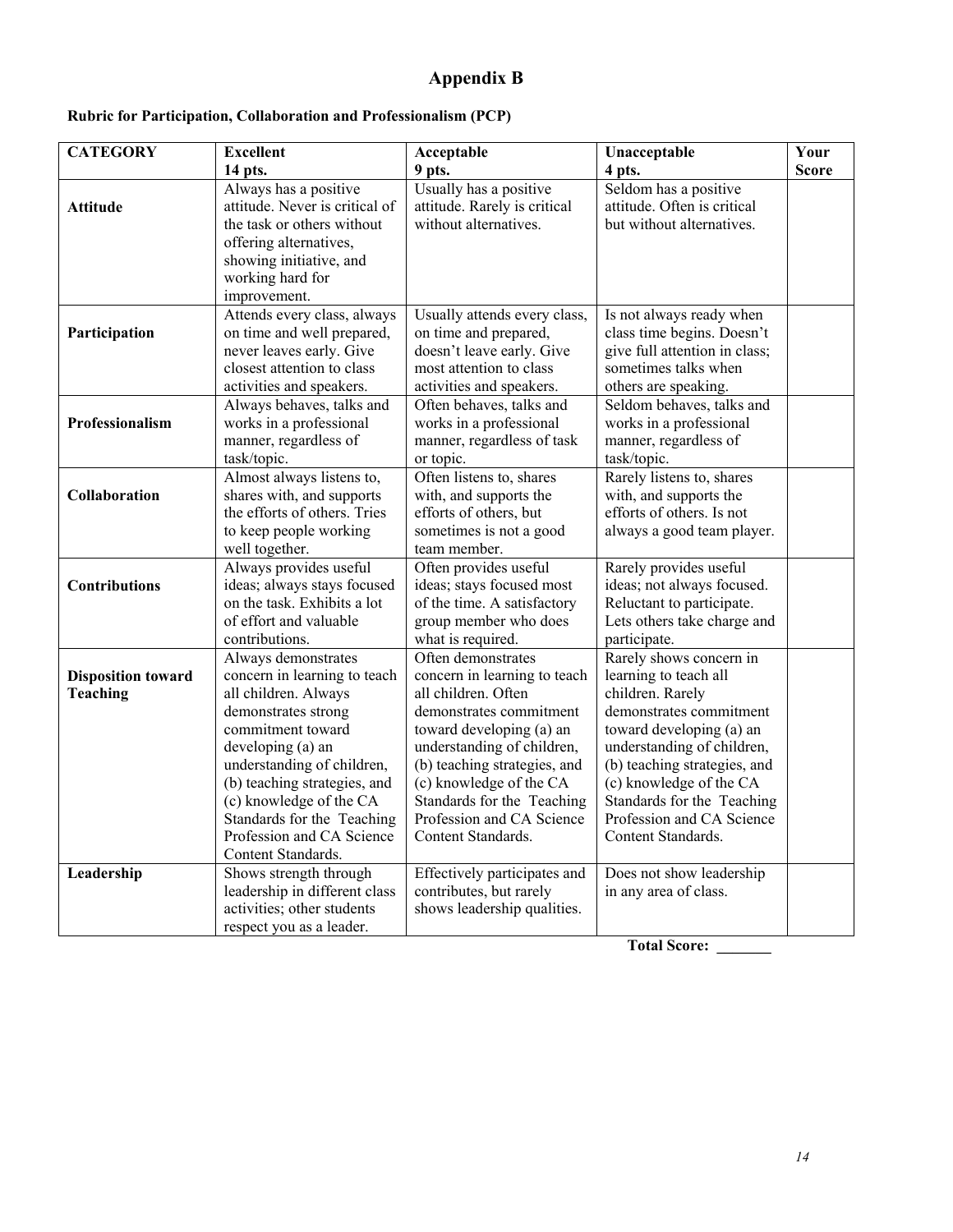# Appendix B

**Rubric for Participation, Collaboration and Professionalism (PCP)**

| CATEGORY | Excellent<br>14 pts. | Acceptable<br>9 pts. | Unacceptable<br>4 pts. | Your Score |
|---|---|---|---|---|
| **Attitude** | Always has a positive attitude. Never is critical of the task or others without offering alternatives, showing initiative, and working hard for improvement. | Usually has a positive attitude. Rarely is critical without alternatives. | Seldom has a positive attitude. Often is critical but without alternatives. | |
| **Participation** | Attends every class, always on time and well prepared, never leaves early. Give closest attention to class activities and speakers. | Usually attends every class, on time and prepared, doesn't leave early. Give most attention to class activities and speakers. | Is not always ready when class time begins. Doesn't give full attention in class; sometimes talks when others are speaking. | |
| **Professionalism** | Always behaves, talks and works in a professional manner, regardless of task/topic. | Often behaves, talks and works in a professional manner, regardless of task or topic. | Seldom behaves, talks and works in a professional manner, regardless of task/topic. | |
| **Collaboration** | Almost always listens to, shares with, and supports the efforts of others. Tries to keep people working well together. | Often listens to, shares with, and supports the efforts of others, but sometimes is not a good team member. | Rarely listens to, shares with, and supports the efforts of others. Is not always a good team player. | |
| **Contributions** | Always provides useful ideas; always stays focused on the task. Exhibits a lot of effort and valuable contributions. | Often provides useful ideas; stays focused most of the time. A satisfactory group member who does what is required. | Rarely provides useful ideas; not always focused. Reluctant to participate. Lets others take charge and participate. | |
| **Disposition toward Teaching** | Always demonstrates concern in learning to teach all children. Always demonstrates strong commitment toward developing (a) an understanding of children, (b) teaching strategies, and (c) knowledge of the CA Standards for the Teaching Profession and CA Science Content Standards. | Often demonstrates concern in learning to teach all children. Often demonstrates commitment toward developing (a) an understanding of children, (b) teaching strategies, and (c) knowledge of the CA Standards for the Teaching Profession and CA Science Content Standards. | Rarely shows concern in learning to teach all children. Rarely demonstrates commitment toward developing (a) an understanding of children, (b) teaching strategies, and (c) knowledge of the CA Standards for the Teaching Profession and CA Science Content Standards. | |
| **Leadership** | Shows strength through leadership in different class activities; other students respect you as a leader. | Effectively participates and contributes, but rarely shows leadership qualities. | Does not show leadership in any area of class. | |

**Total Score: _______**